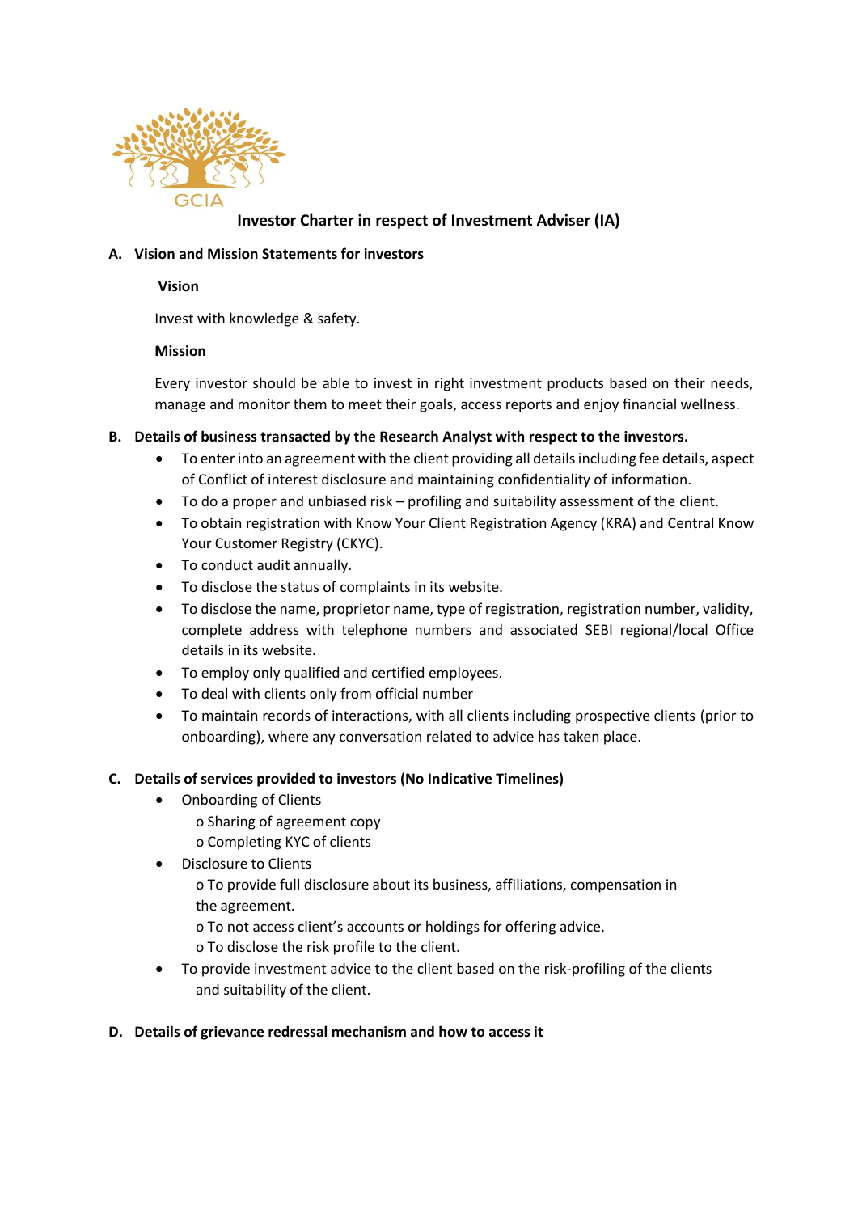GCIA

# Investor Charter in respect of Investment Adviser (IA)

## A. Vision and Mission Statements for investors

**Vision**

Invest with knowledge & safety.

**Mission**

Every investor should be able to invest in right investment products based on their needs, manage and monitor them to meet their goals, access reports and enjoy financial wellness.

## B. Details of business transacted by the Research Analyst with respect to the investors.

- To enter into an agreement with the client providing all details including fee details, aspect of Conflict of interest disclosure and maintaining confidentiality of information.
- To do a proper and unbiased risk – profiling and suitability assessment of the client.
- To obtain registration with Know Your Client Registration Agency (KRA) and Central Know Your Customer Registry (CKYC).
- To conduct audit annually.
- To disclose the status of complaints in its website.
- To disclose the name, proprietor name, type of registration, registration number, validity, complete address with telephone numbers and associated SEBI regional/local Office details in its website.
- To employ only qualified and certified employees.
- To deal with clients only from official number
- To maintain records of interactions, with all clients including prospective clients (prior to onboarding), where any conversation related to advice has taken place.

## C. Details of services provided to investors (No Indicative Timelines)

- Onboarding of Clients
  - Sharing of agreement copy
  - Completing KYC of clients
- Disclosure to Clients
  - To provide full disclosure about its business, affiliations, compensation in the agreement.
  - To not access client's accounts or holdings for offering advice.
  - To disclose the risk profile to the client.
- To provide investment advice to the client based on the risk-profiling of the clients and suitability of the client.

## D. Details of grievance redressal mechanism and how to access it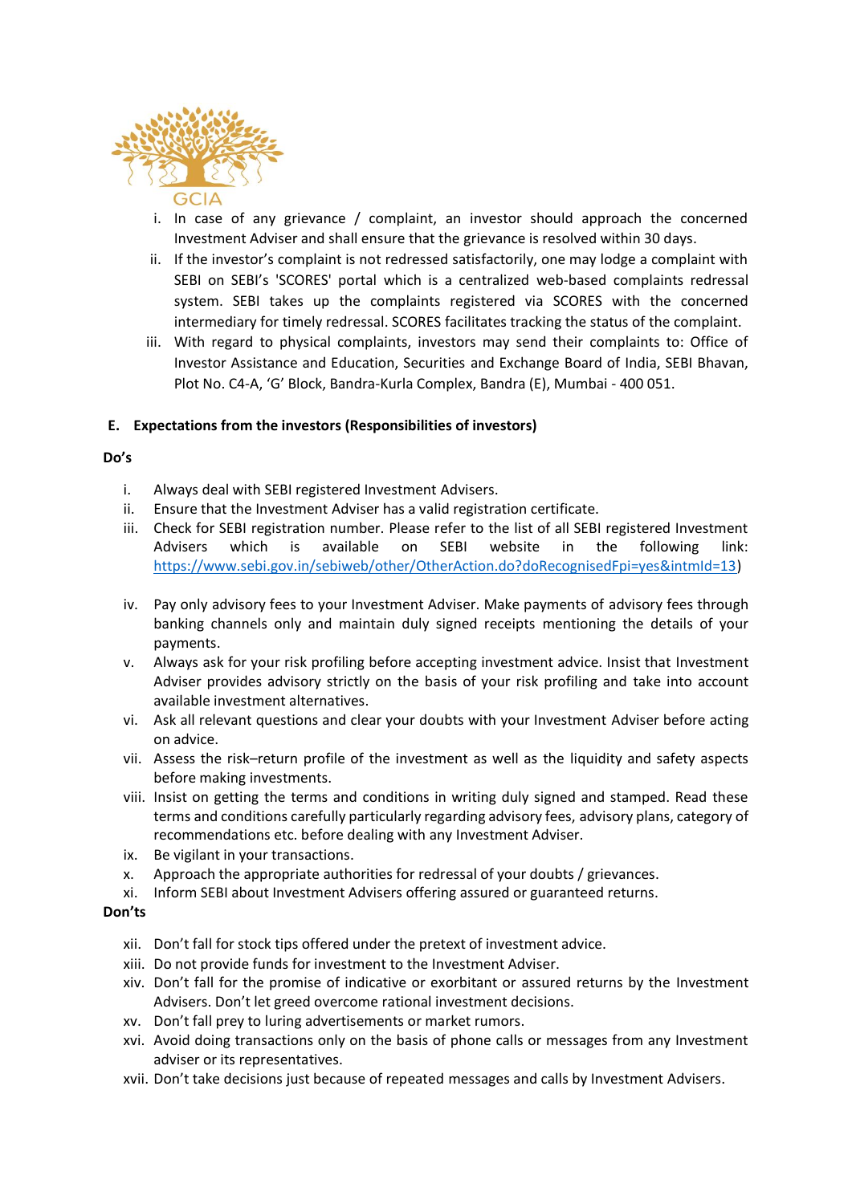i. In case of any grievance / complaint, an investor should approach the concerned Investment Adviser and shall ensure that the grievance is resolved within 30 days.

ii. If the investor's complaint is not redressed satisfactorily, one may lodge a complaint with SEBI on SEBI's 'SCORES' portal which is a centralized web-based complaints redressal system. SEBI takes up the complaints registered via SCORES with the concerned intermediary for timely redressal. SCORES facilitates tracking the status of the complaint.

iii. With regard to physical complaints, investors may send their complaints to: Office of Investor Assistance and Education, Securities and Exchange Board of India, SEBI Bhavan, Plot No. C4-A, 'G' Block, Bandra-Kurla Complex, Bandra (E), Mumbai - 400 051.

## E. Expectations from the investors (Responsibilities of investors)

**Do's**

i. Always deal with SEBI registered Investment Advisers.

ii. Ensure that the Investment Adviser has a valid registration certificate.

iii. Check for SEBI registration number. Please refer to the list of all SEBI registered Investment Advisers which is available on SEBI website in the following link: https://www.sebi.gov.in/sebiweb/other/OtherAction.do?doRecognisedFpi=yes&intmId=13)

iv. Pay only advisory fees to your Investment Adviser. Make payments of advisory fees through banking channels only and maintain duly signed receipts mentioning the details of your payments.

v. Always ask for your risk profiling before accepting investment advice. Insist that Investment Adviser provides advisory strictly on the basis of your risk profiling and take into account available investment alternatives.

vi. Ask all relevant questions and clear your doubts with your Investment Adviser before acting on advice.

vii. Assess the risk–return profile of the investment as well as the liquidity and safety aspects before making investments.

viii. Insist on getting the terms and conditions in writing duly signed and stamped. Read these terms and conditions carefully particularly regarding advisory fees, advisory plans, category of recommendations etc. before dealing with any Investment Adviser.

ix. Be vigilant in your transactions.

x. Approach the appropriate authorities for redressal of your doubts / grievances.

xi. Inform SEBI about Investment Advisers offering assured or guaranteed returns.

**Don'ts**

xii. Don't fall for stock tips offered under the pretext of investment advice.

xiii. Do not provide funds for investment to the Investment Adviser.

xiv. Don't fall for the promise of indicative or exorbitant or assured returns by the Investment Advisers. Don't let greed overcome rational investment decisions.

xv. Don't fall prey to luring advertisements or market rumors.

xvi. Avoid doing transactions only on the basis of phone calls or messages from any Investment adviser or its representatives.

xvii. Don't take decisions just because of repeated messages and calls by Investment Advisers.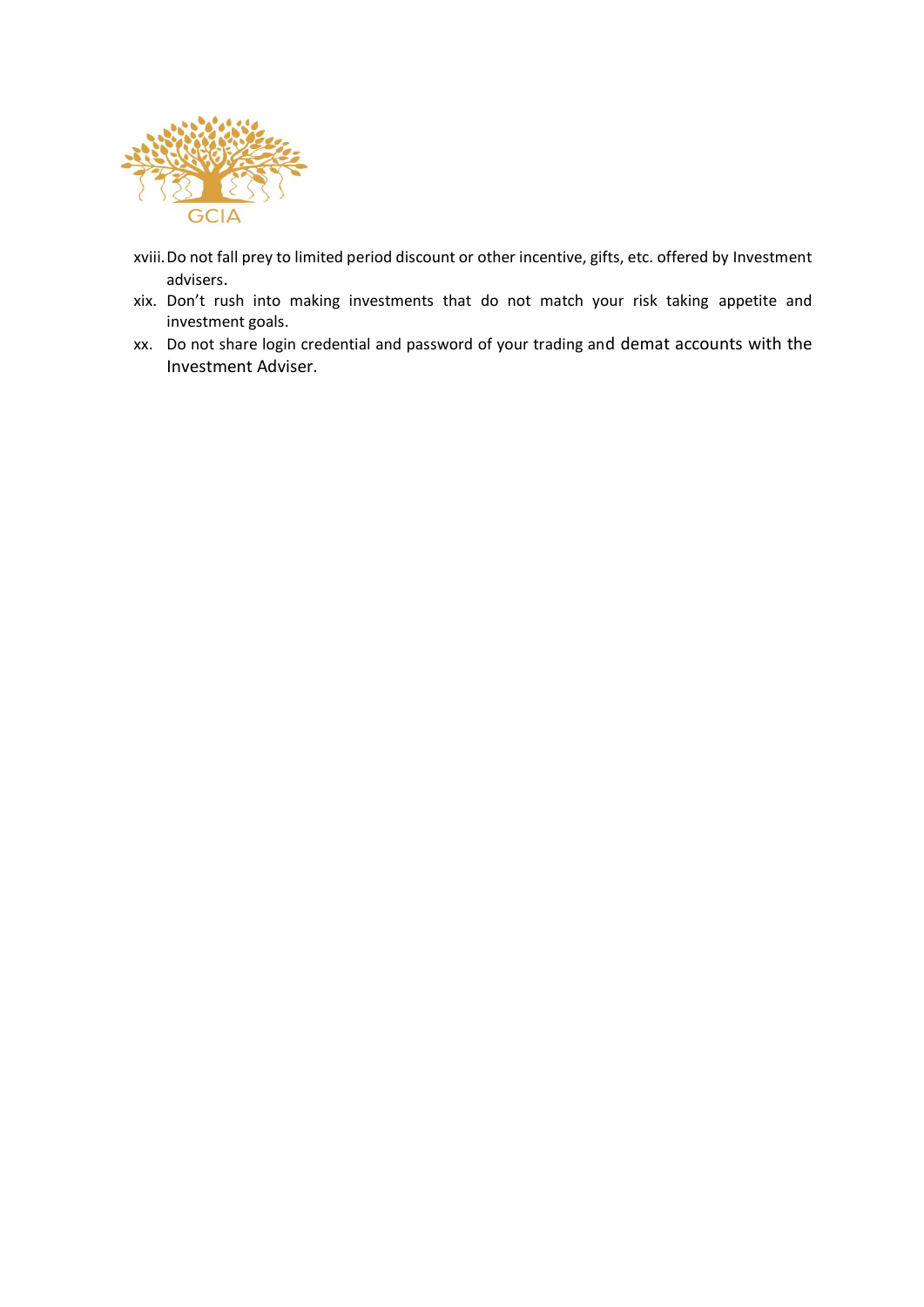xviii. Do not fall prey to limited period discount or other incentive, gifts, etc. offered by Investment advisers.

xix. Don't rush into making investments that do not match your risk taking appetite and investment goals.

xx. Do not share login credential and password of your trading and demat accounts with the Investment Adviser.